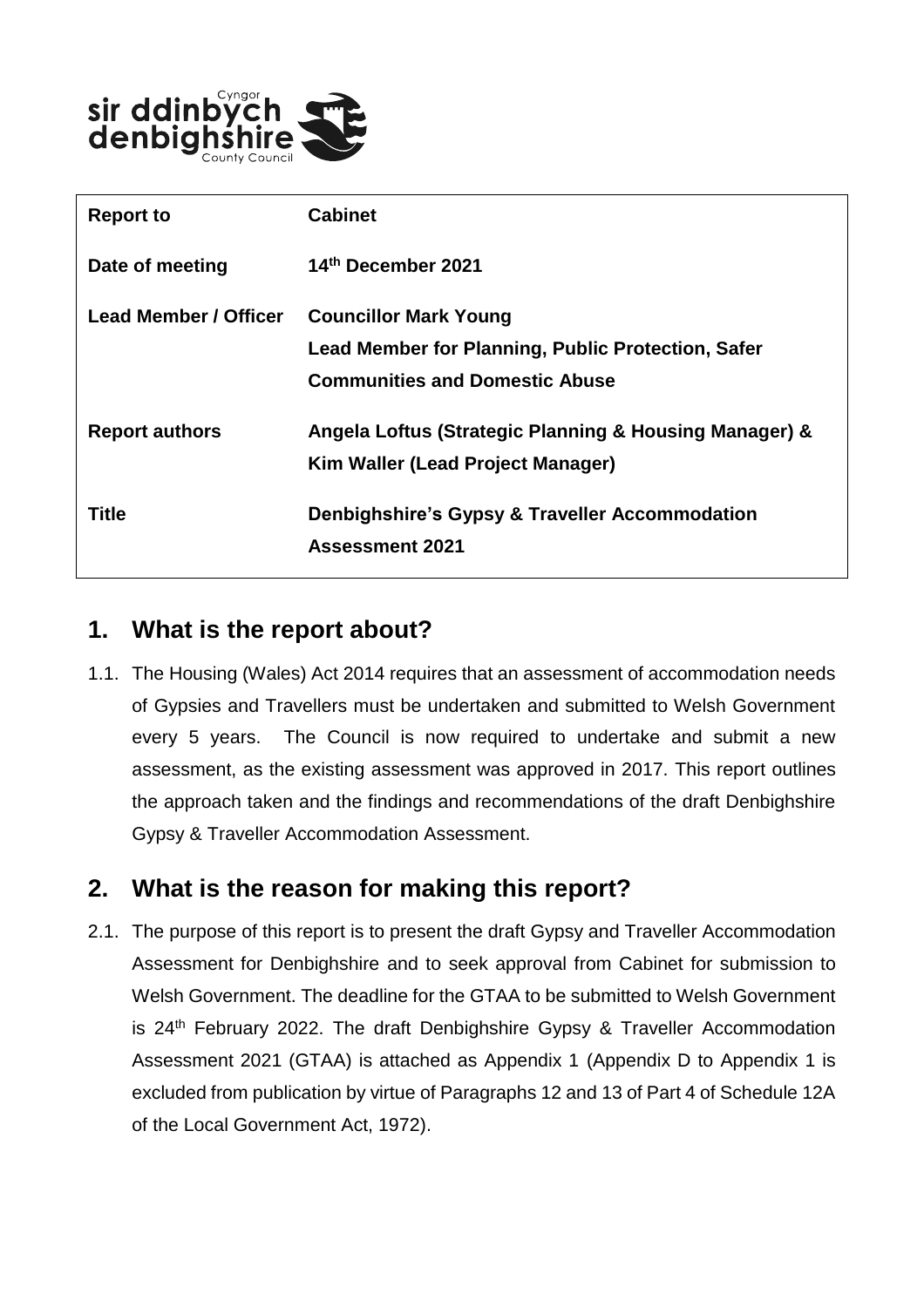| Report to | Cabinet |
|---|---|
| Date of meeting | 14th December 2021 |
| Lead Member / Officer | Councillor Mark Young<br>Lead Member for Planning, Public Protection, Safer Communities and Domestic Abuse |
| Report authors | Angela Loftus (Strategic Planning & Housing Manager) & Kim Waller (Lead Project Manager) |
| Title | Denbighshire's Gypsy & Traveller Accommodation Assessment 2021 |

## 1. What is the report about?

1.1. The Housing (Wales) Act 2014 requires that an assessment of accommodation needs of Gypsies and Travellers must be undertaken and submitted to Welsh Government every 5 years. The Council is now required to undertake and submit a new assessment, as the existing assessment was approved in 2017. This report outlines the approach taken and the findings and recommendations of the draft Denbighshire Gypsy & Traveller Accommodation Assessment.

## 2. What is the reason for making this report?

2.1. The purpose of this report is to present the draft Gypsy and Traveller Accommodation Assessment for Denbighshire and to seek approval from Cabinet for submission to Welsh Government. The deadline for the GTAA to be submitted to Welsh Government is 24th February 2022. The draft Denbighshire Gypsy & Traveller Accommodation Assessment 2021 (GTAA) is attached as Appendix 1 (Appendix D to Appendix 1 is excluded from publication by virtue of Paragraphs 12 and 13 of Part 4 of Schedule 12A of the Local Government Act, 1972).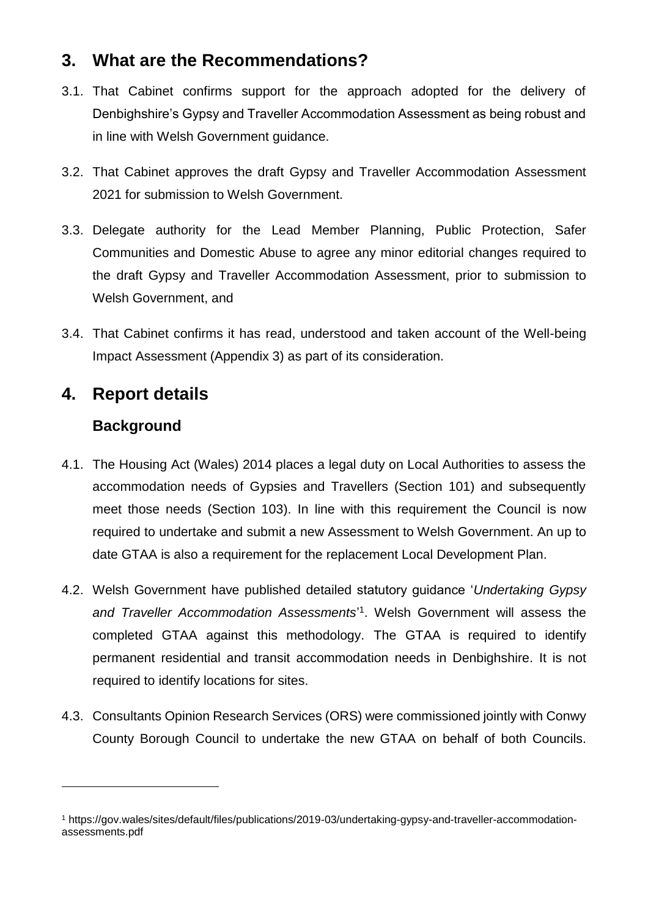## 3. What are the Recommendations?

3.1. That Cabinet confirms support for the approach adopted for the delivery of Denbighshire's Gypsy and Traveller Accommodation Assessment as being robust and in line with Welsh Government guidance.

3.2. That Cabinet approves the draft Gypsy and Traveller Accommodation Assessment 2021 for submission to Welsh Government.

3.3. Delegate authority for the Lead Member Planning, Public Protection, Safer Communities and Domestic Abuse to agree any minor editorial changes required to the draft Gypsy and Traveller Accommodation Assessment, prior to submission to Welsh Government, and

3.4. That Cabinet confirms it has read, understood and taken account of the Well-being Impact Assessment (Appendix 3) as part of its consideration.

## 4. Report details

### Background

4.1. The Housing Act (Wales) 2014 places a legal duty on Local Authorities to assess the accommodation needs of Gypsies and Travellers (Section 101) and subsequently meet those needs (Section 103). In line with this requirement the Council is now required to undertake and submit a new Assessment to Welsh Government. An up to date GTAA is also a requirement for the replacement Local Development Plan.

4.2. Welsh Government have published detailed statutory guidance '*Undertaking Gypsy and Traveller Accommodation Assessments*'[1]. Welsh Government will assess the completed GTAA against this methodology. The GTAA is required to identify permanent residential and transit accommodation needs in Denbighshire. It is not required to identify locations for sites.

4.3. Consultants Opinion Research Services (ORS) were commissioned jointly with Conwy County Borough Council to undertake the new GTAA on behalf of both Councils.

---

[1] https://gov.wales/sites/default/files/publications/2019-03/undertaking-gypsy-and-traveller-accommodation-assessments.pdf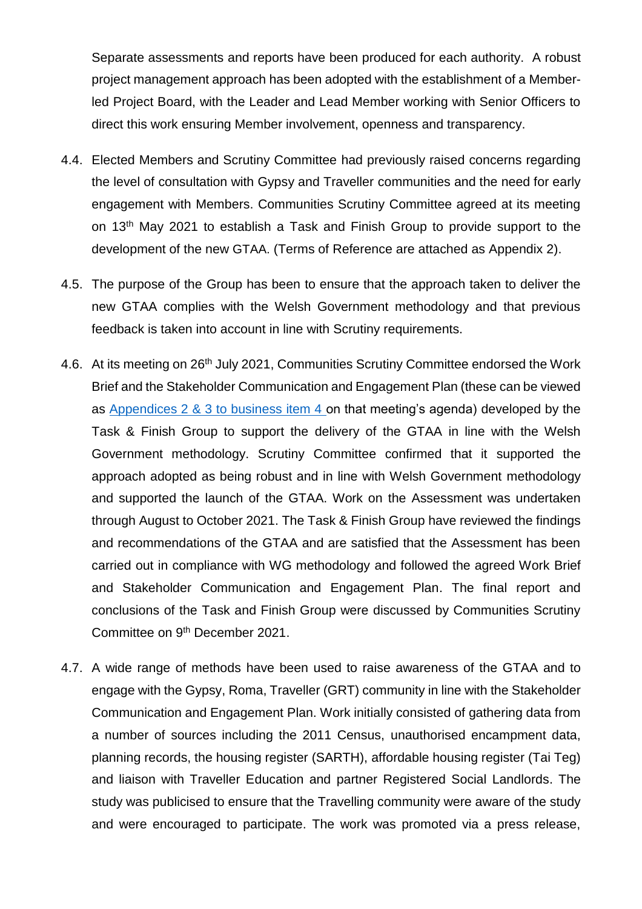Separate assessments and reports have been produced for each authority. A robust project management approach has been adopted with the establishment of a Member-led Project Board, with the Leader and Lead Member working with Senior Officers to direct this work ensuring Member involvement, openness and transparency.

4.4. Elected Members and Scrutiny Committee had previously raised concerns regarding the level of consultation with Gypsy and Traveller communities and the need for early engagement with Members. Communities Scrutiny Committee agreed at its meeting on 13th May 2021 to establish a Task and Finish Group to provide support to the development of the new GTAA. (Terms of Reference are attached as Appendix 2).

4.5. The purpose of the Group has been to ensure that the approach taken to deliver the new GTAA complies with the Welsh Government methodology and that previous feedback is taken into account in line with Scrutiny requirements.

4.6. At its meeting on 26th July 2021, Communities Scrutiny Committee endorsed the Work Brief and the Stakeholder Communication and Engagement Plan (these can be viewed as Appendices 2 & 3 to business item 4 on that meeting's agenda) developed by the Task & Finish Group to support the delivery of the GTAA in line with the Welsh Government methodology. Scrutiny Committee confirmed that it supported the approach adopted as being robust and in line with Welsh Government methodology and supported the launch of the GTAA. Work on the Assessment was undertaken through August to October 2021. The Task & Finish Group have reviewed the findings and recommendations of the GTAA and are satisfied that the Assessment has been carried out in compliance with WG methodology and followed the agreed Work Brief and Stakeholder Communication and Engagement Plan. The final report and conclusions of the Task and Finish Group were discussed by Communities Scrutiny Committee on 9th December 2021.

4.7. A wide range of methods have been used to raise awareness of the GTAA and to engage with the Gypsy, Roma, Traveller (GRT) community in line with the Stakeholder Communication and Engagement Plan. Work initially consisted of gathering data from a number of sources including the 2011 Census, unauthorised encampment data, planning records, the housing register (SARTH), affordable housing register (Tai Teg) and liaison with Traveller Education and partner Registered Social Landlords. The study was publicised to ensure that the Travelling community were aware of the study and were encouraged to participate. The work was promoted via a press release,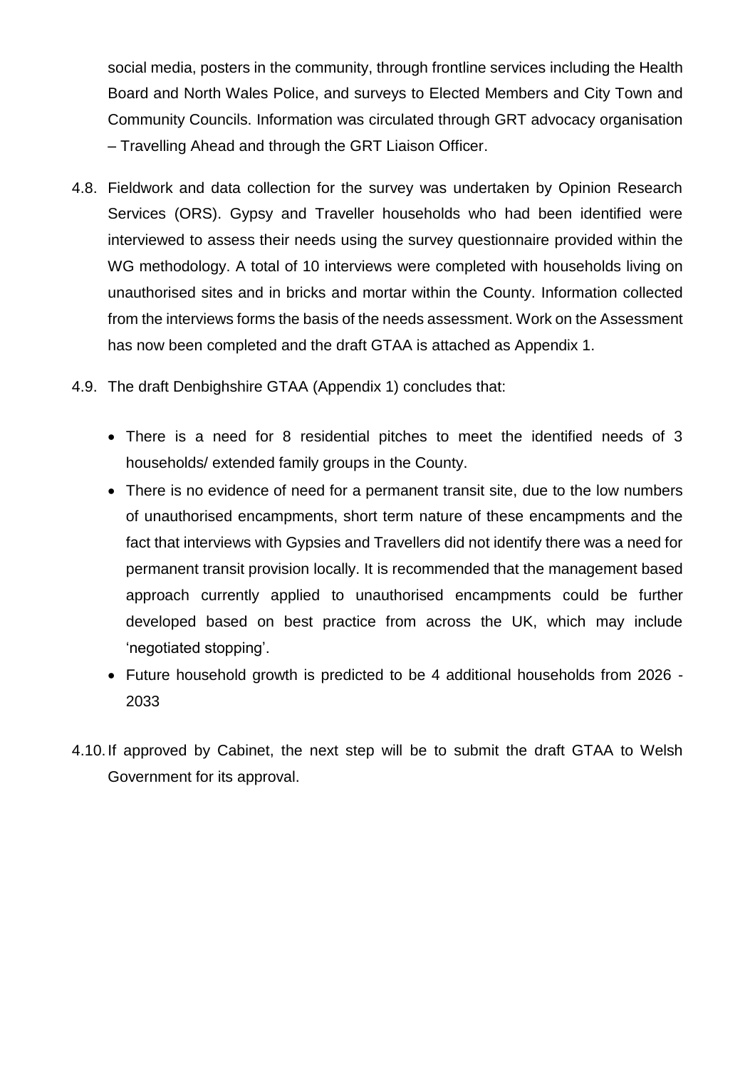social media, posters in the community, through frontline services including the Health Board and North Wales Police, and surveys to Elected Members and City Town and Community Councils. Information was circulated through GRT advocacy organisation – Travelling Ahead and through the GRT Liaison Officer.

4.8. Fieldwork and data collection for the survey was undertaken by Opinion Research Services (ORS). Gypsy and Traveller households who had been identified were interviewed to assess their needs using the survey questionnaire provided within the WG methodology. A total of 10 interviews were completed with households living on unauthorised sites and in bricks and mortar within the County. Information collected from the interviews forms the basis of the needs assessment. Work on the Assessment has now been completed and the draft GTAA is attached as Appendix 1.

4.9. The draft Denbighshire GTAA (Appendix 1) concludes that:

- There is a need for 8 residential pitches to meet the identified needs of 3 households/ extended family groups in the County.
- There is no evidence of need for a permanent transit site, due to the low numbers of unauthorised encampments, short term nature of these encampments and the fact that interviews with Gypsies and Travellers did not identify there was a need for permanent transit provision locally. It is recommended that the management based approach currently applied to unauthorised encampments could be further developed based on best practice from across the UK, which may include 'negotiated stopping'.
- Future household growth is predicted to be 4 additional households from 2026 - 2033

4.10. If approved by Cabinet, the next step will be to submit the draft GTAA to Welsh Government for its approval.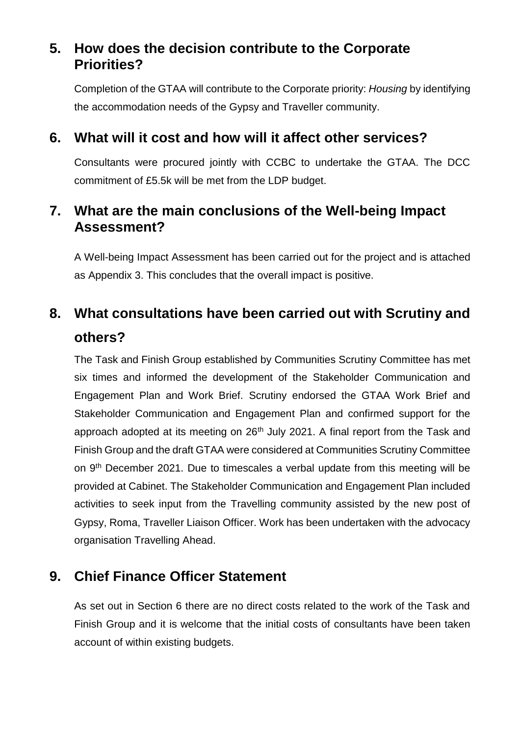## 5. How does the decision contribute to the Corporate Priorities?

Completion of the GTAA will contribute to the Corporate priority: *Housing* by identifying the accommodation needs of the Gypsy and Traveller community.

## 6. What will it cost and how will it affect other services?

Consultants were procured jointly with CCBC to undertake the GTAA. The DCC commitment of £5.5k will be met from the LDP budget.

## 7. What are the main conclusions of the Well-being Impact Assessment?

A Well-being Impact Assessment has been carried out for the project and is attached as Appendix 3. This concludes that the overall impact is positive.

## 8. What consultations have been carried out with Scrutiny and others?

The Task and Finish Group established by Communities Scrutiny Committee has met six times and informed the development of the Stakeholder Communication and Engagement Plan and Work Brief. Scrutiny endorsed the GTAA Work Brief and Stakeholder Communication and Engagement Plan and confirmed support for the approach adopted at its meeting on 26th July 2021. A final report from the Task and Finish Group and the draft GTAA were considered at Communities Scrutiny Committee on 9th December 2021. Due to timescales a verbal update from this meeting will be provided at Cabinet. The Stakeholder Communication and Engagement Plan included activities to seek input from the Travelling community assisted by the new post of Gypsy, Roma, Traveller Liaison Officer. Work has been undertaken with the advocacy organisation Travelling Ahead.

## 9. Chief Finance Officer Statement

As set out in Section 6 there are no direct costs related to the work of the Task and Finish Group and it is welcome that the initial costs of consultants have been taken account of within existing budgets.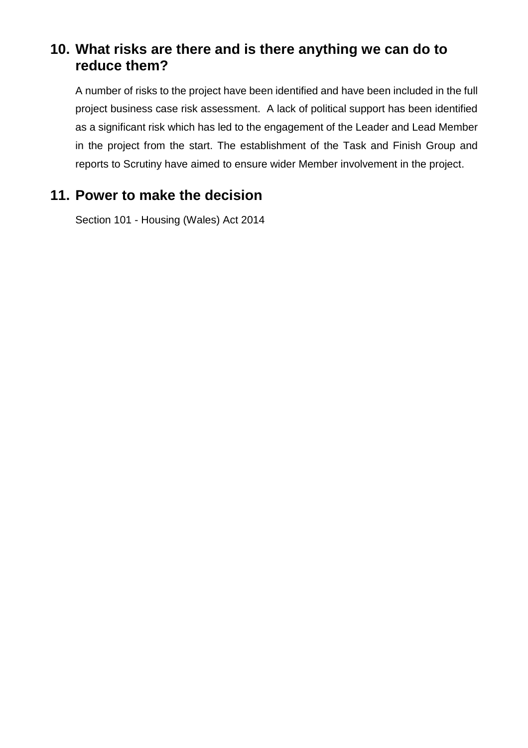## 10. What risks are there and is there anything we can do to reduce them?

A number of risks to the project have been identified and have been included in the full project business case risk assessment. A lack of political support has been identified as a significant risk which has led to the engagement of the Leader and Lead Member in the project from the start. The establishment of the Task and Finish Group and reports to Scrutiny have aimed to ensure wider Member involvement in the project.

## 11. Power to make the decision

Section 101 - Housing (Wales) Act 2014